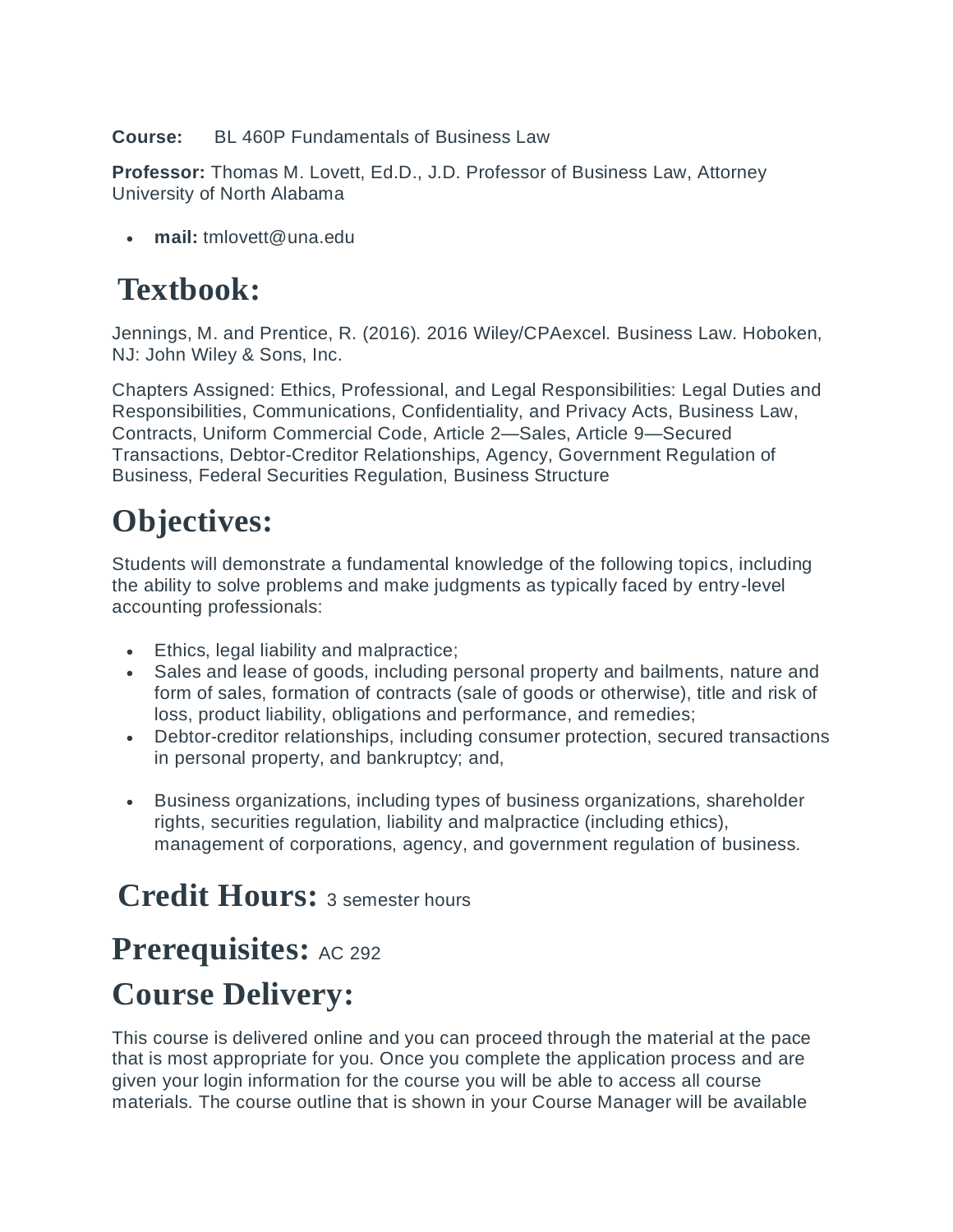**Course:** BL 460P Fundamentals of Business Law

**Professor:** Thomas M. Lovett, Ed.D., J.D. Professor of Business Law, Attorney University of North Alabama

- **mail:** tmlovett@una.edu

# Textbook:

Jennings, M. and Prentice, R. (2016). 2016 Wiley/CPAexcel. Business Law. Hoboken, NJ: John Wiley & Sons, Inc.

Chapters Assigned: Ethics, Professional, and Legal Responsibilities: Legal Duties and Responsibilities, Communications, Confidentiality, and Privacy Acts, Business Law, Contracts, Uniform Commercial Code, Article 2—Sales, Article 9—Secured Transactions, Debtor-Creditor Relationships, Agency, Government Regulation of Business, Federal Securities Regulation, Business Structure

# Objectives:

Students will demonstrate a fundamental knowledge of the following topics, including the ability to solve problems and make judgments as typically faced by entry-level accounting professionals:

- Ethics, legal liability and malpractice;
- Sales and lease of goods, including personal property and bailments, nature and form of sales, formation of contracts (sale of goods or otherwise), title and risk of loss, product liability, obligations and performance, and remedies;
- Debtor-creditor relationships, including consumer protection, secured transactions in personal property, and bankruptcy; and,
- Business organizations, including types of business organizations, shareholder rights, securities regulation, liability and malpractice (including ethics), management of corporations, agency, and government regulation of business.

# Credit Hours: 3 semester hours

# Prerequisites: AC 292

# Course Delivery:

This course is delivered online and you can proceed through the material at the pace that is most appropriate for you. Once you complete the application process and are given your login information for the course you will be able to access all course materials. The course outline that is shown in your Course Manager will be available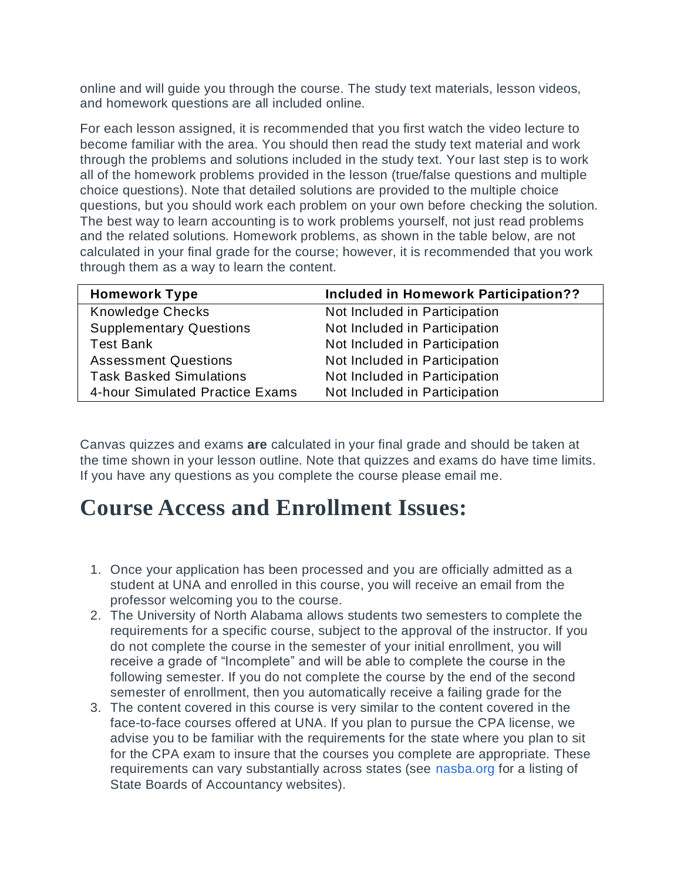online and will guide you through the course. The study text materials, lesson videos, and homework questions are all included online.

For each lesson assigned, it is recommended that you first watch the video lecture to become familiar with the area. You should then read the study text material and work through the problems and solutions included in the study text. Your last step is to work all of the homework problems provided in the lesson (true/false questions and multiple choice questions). Note that detailed solutions are provided to the multiple choice questions, but you should work each problem on your own before checking the solution. The best way to learn accounting is to work problems yourself, not just read problems and the related solutions. Homework problems, as shown in the table below, are not calculated in your final grade for the course; however, it is recommended that you work through them as a way to learn the content.

| Homework Type | Included in Homework Participation?? |
| --- | --- |
| Knowledge Checks | Not Included in Participation |
| Supplementary Questions | Not Included in Participation |
| Test Bank | Not Included in Participation |
| Assessment Questions | Not Included in Participation |
| Task Basked Simulations | Not Included in Participation |
| 4-hour Simulated Practice Exams | Not Included in Participation |

Canvas quizzes and exams **are** calculated in your final grade and should be taken at the time shown in your lesson outline. Note that quizzes and exams do have time limits. If you have any questions as you complete the course please email me.

# Course Access and Enrollment Issues:

1. Once your application has been processed and you are officially admitted as a student at UNA and enrolled in this course, you will receive an email from the professor welcoming you to the course.
2. The University of North Alabama allows students two semesters to complete the requirements for a specific course, subject to the approval of the instructor. If you do not complete the course in the semester of your initial enrollment, you will receive a grade of "Incomplete" and will be able to complete the course in the following semester. If you do not complete the course by the end of the second semester of enrollment, then you automatically receive a failing grade for the
3. The content covered in this course is very similar to the content covered in the face-to-face courses offered at UNA. If you plan to pursue the CPA license, we advise you to be familiar with the requirements for the state where you plan to sit for the CPA exam to insure that the courses you complete are appropriate. These requirements can vary substantially across states (see nasba.org for a listing of State Boards of Accountancy websites).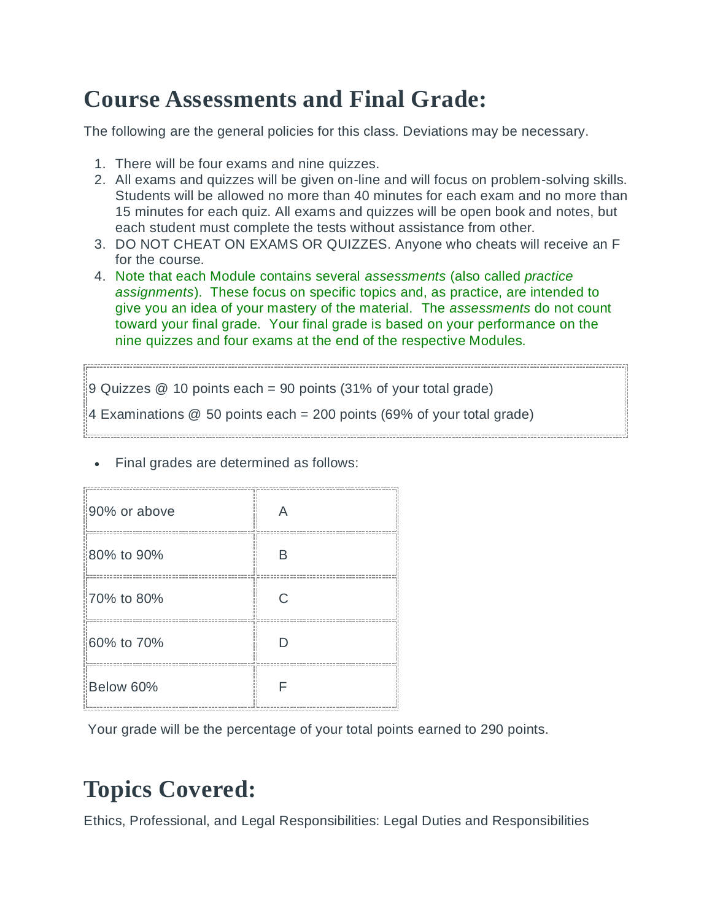# Course Assessments and Final Grade:

The following are the general policies for this class. Deviations may be necessary.

1. There will be four exams and nine quizzes.
2. All exams and quizzes will be given on-line and will focus on problem-solving skills. Students will be allowed no more than 40 minutes for each exam and no more than 15 minutes for each quiz. All exams and quizzes will be open book and notes, but each student must complete the tests without assistance from other.
3. DO NOT CHEAT ON EXAMS OR QUIZZES. Anyone who cheats will receive an F for the course.
4. Note that each Module contains several *assessments* (also called *practice assignments*). These focus on specific topics and, as practice, are intended to give you an idea of your mastery of the material. The *assessments* do not count toward your final grade. Your final grade is based on your performance on the nine quizzes and four exams at the end of the respective Modules.

9 Quizzes @ 10 points each = 90 points (31% of your total grade)

4 Examinations @ 50 points each = 200 points (69% of your total grade)

- Final grades are determined as follows:

| | |
|---|---|
| 90% or above | A |
| 80% to 90% | B |
| 70% to 80% | C |
| 60% to 70% | D |
| Below 60% | F |

Your grade will be the percentage of your total points earned to 290 points.

# Topics Covered:

Ethics, Professional, and Legal Responsibilities: Legal Duties and Responsibilities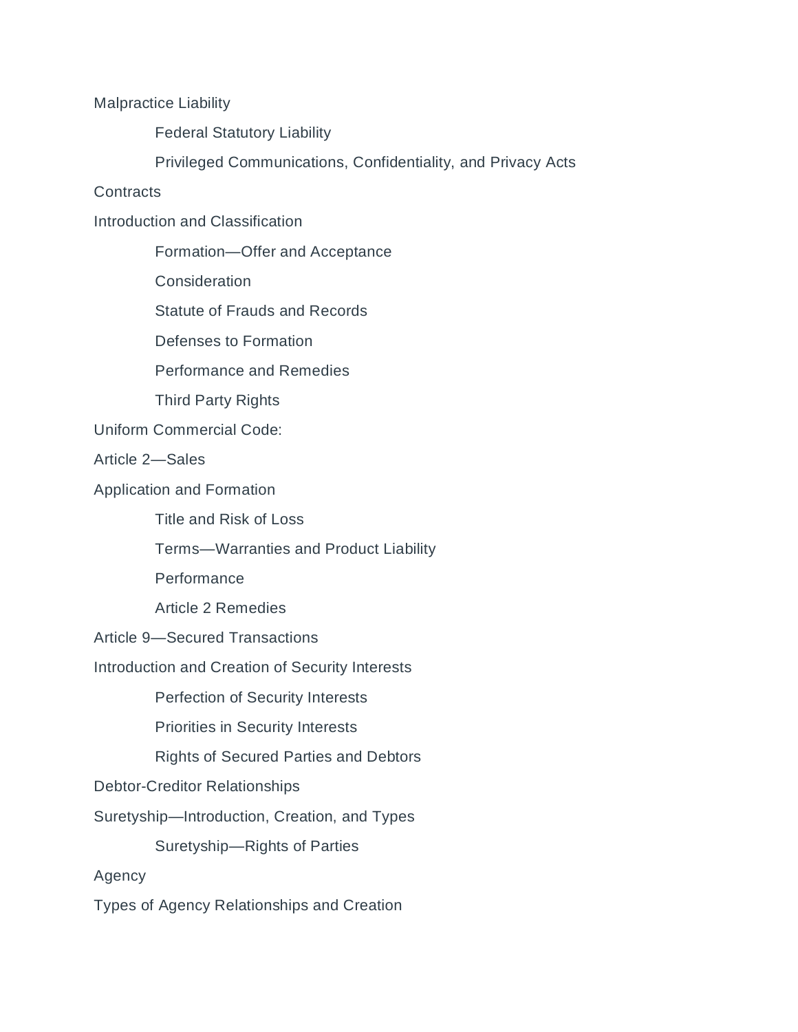Malpractice Liability

- Federal Statutory Liability
- Privileged Communications, Confidentiality, and Privacy Acts

Contracts

Introduction and Classification

- Formation—Offer and Acceptance
- Consideration
- Statute of Frauds and Records
- Defenses to Formation
- Performance and Remedies
- Third Party Rights

Uniform Commercial Code:

Article 2—Sales

Application and Formation

- Title and Risk of Loss
- Terms—Warranties and Product Liability
- Performance
- Article 2 Remedies

Article 9—Secured Transactions

Introduction and Creation of Security Interests

- Perfection of Security Interests
- Priorities in Security Interests
- Rights of Secured Parties and Debtors

Debtor-Creditor Relationships

Suretyship—Introduction, Creation, and Types

- Suretyship—Rights of Parties

Agency

Types of Agency Relationships and Creation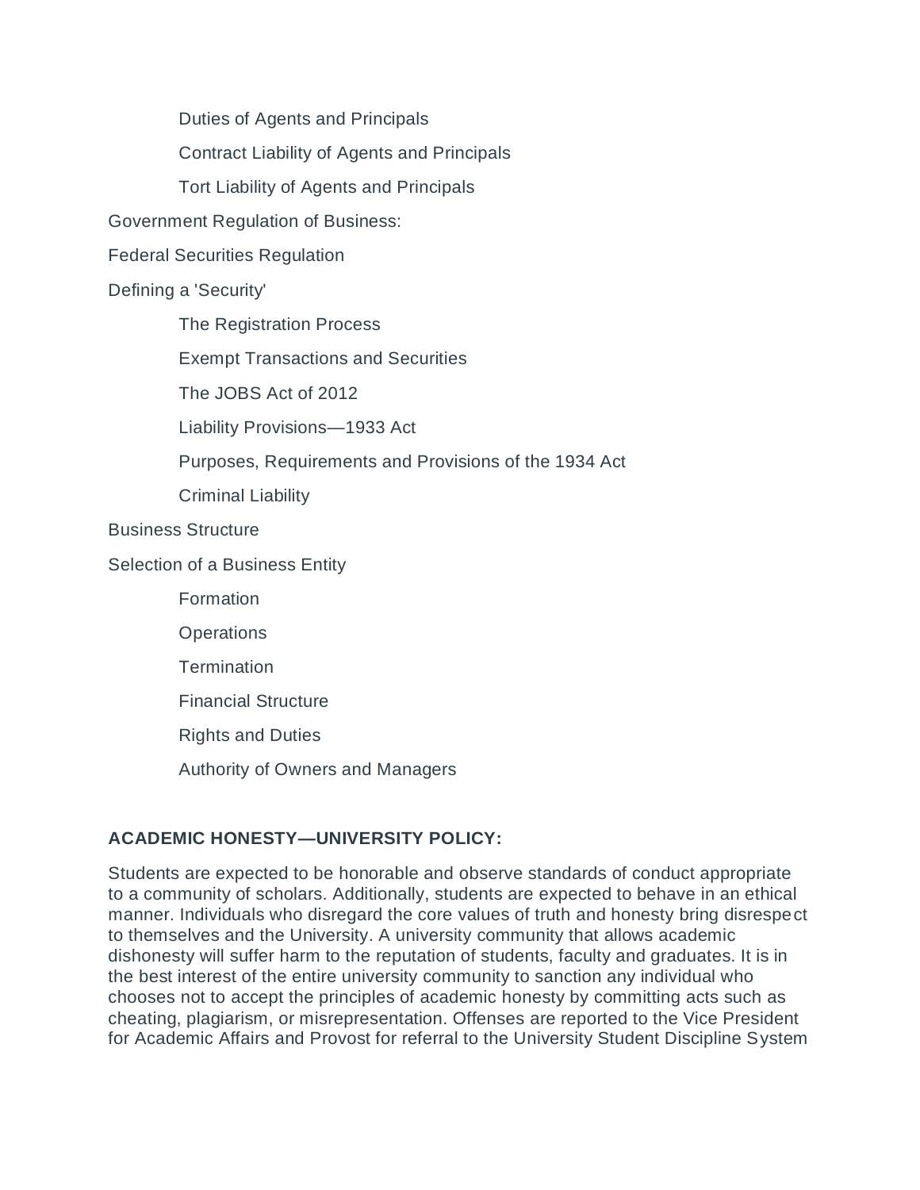- Duties of Agents and Principals
- Contract Liability of Agents and Principals
- Tort Liability of Agents and Principals

Government Regulation of Business:

Federal Securities Regulation

Defining a 'Security'

- The Registration Process
- Exempt Transactions and Securities
- The JOBS Act of 2012
- Liability Provisions—1933 Act
- Purposes, Requirements and Provisions of the 1934 Act
- Criminal Liability

Business Structure

Selection of a Business Entity

- Formation
- Operations
- Termination
- Financial Structure
- Rights and Duties
- Authority of Owners and Managers

**ACADEMIC HONESTY—UNIVERSITY POLICY:**

Students are expected to be honorable and observe standards of conduct appropriate to a community of scholars. Additionally, students are expected to behave in an ethical manner. Individuals who disregard the core values of truth and honesty bring disrespect to themselves and the University. A university community that allows academic dishonesty will suffer harm to the reputation of students, faculty and graduates. It is in the best interest of the entire university community to sanction any individual who chooses not to accept the principles of academic honesty by committing acts such as cheating, plagiarism, or misrepresentation. Offenses are reported to the Vice President for Academic Affairs and Provost for referral to the University Student Discipline System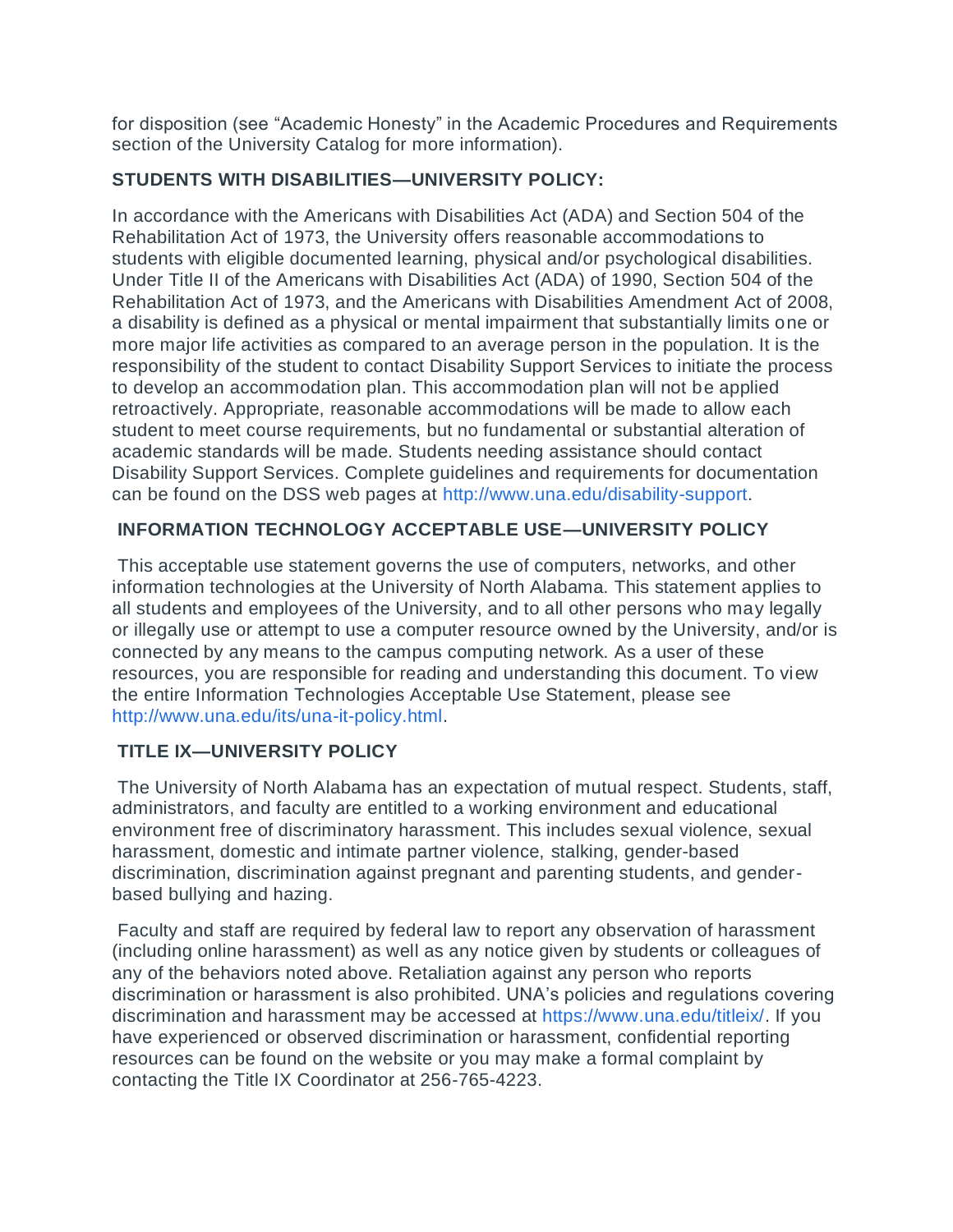for disposition (see "Academic Honesty" in the Academic Procedures and Requirements section of the University Catalog for more information).

**STUDENTS WITH DISABILITIES—UNIVERSITY POLICY:**

In accordance with the Americans with Disabilities Act (ADA) and Section 504 of the Rehabilitation Act of 1973, the University offers reasonable accommodations to students with eligible documented learning, physical and/or psychological disabilities. Under Title II of the Americans with Disabilities Act (ADA) of 1990, Section 504 of the Rehabilitation Act of 1973, and the Americans with Disabilities Amendment Act of 2008, a disability is defined as a physical or mental impairment that substantially limits one or more major life activities as compared to an average person in the population. It is the responsibility of the student to contact Disability Support Services to initiate the process to develop an accommodation plan. This accommodation plan will not be applied retroactively. Appropriate, reasonable accommodations will be made to allow each student to meet course requirements, but no fundamental or substantial alteration of academic standards will be made. Students needing assistance should contact Disability Support Services. Complete guidelines and requirements for documentation can be found on the DSS web pages at http://www.una.edu/disability-support.

**INFORMATION TECHNOLOGY ACCEPTABLE USE—UNIVERSITY POLICY**

This acceptable use statement governs the use of computers, networks, and other information technologies at the University of North Alabama. This statement applies to all students and employees of the University, and to all other persons who may legally or illegally use or attempt to use a computer resource owned by the University, and/or is connected by any means to the campus computing network. As a user of these resources, you are responsible for reading and understanding this document. To view the entire Information Technologies Acceptable Use Statement, please see http://www.una.edu/its/una-it-policy.html.

**TITLE IX—UNIVERSITY POLICY**

The University of North Alabama has an expectation of mutual respect. Students, staff, administrators, and faculty are entitled to a working environment and educational environment free of discriminatory harassment. This includes sexual violence, sexual harassment, domestic and intimate partner violence, stalking, gender-based discrimination, discrimination against pregnant and parenting students, and gender-based bullying and hazing.

Faculty and staff are required by federal law to report any observation of harassment (including online harassment) as well as any notice given by students or colleagues of any of the behaviors noted above. Retaliation against any person who reports discrimination or harassment is also prohibited. UNA's policies and regulations covering discrimination and harassment may be accessed at https://www.una.edu/titleix/. If you have experienced or observed discrimination or harassment, confidential reporting resources can be found on the website or you may make a formal complaint by contacting the Title IX Coordinator at 256-765-4223.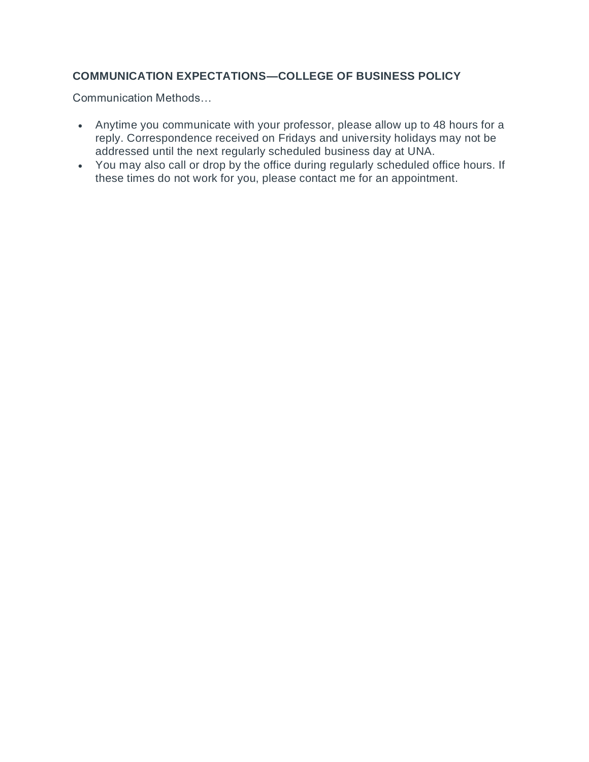## COMMUNICATION EXPECTATIONS—COLLEGE OF BUSINESS POLICY

Communication Methods…

- Anytime you communicate with your professor, please allow up to 48 hours for a reply. Correspondence received on Fridays and university holidays may not be addressed until the next regularly scheduled business day at UNA.
- You may also call or drop by the office during regularly scheduled office hours. If these times do not work for you, please contact me for an appointment.